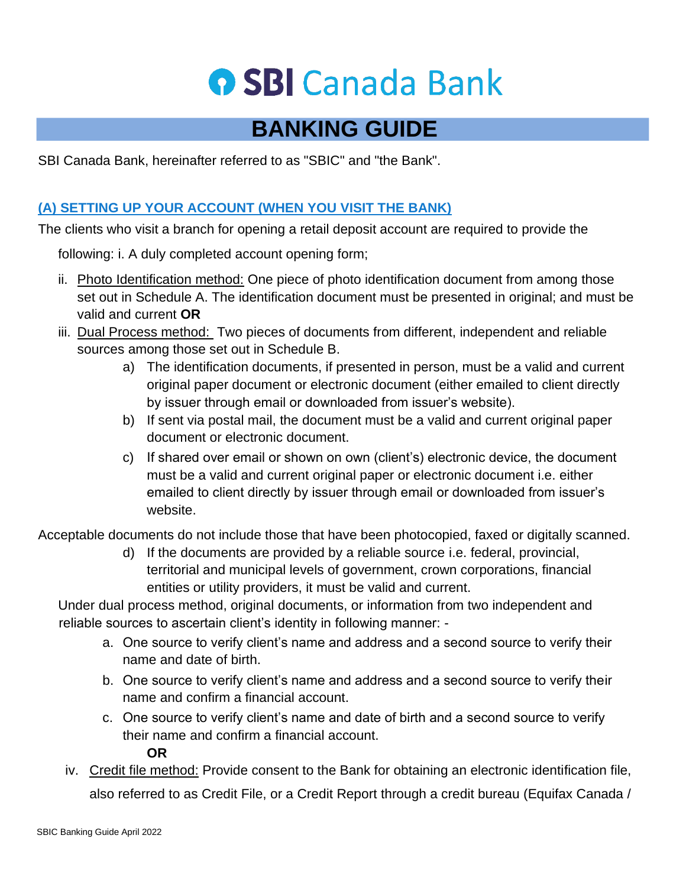# SBI Canada Bank

## BANKING GUIDE

SBI Canada Bank, hereinafter referred to as "SBIC" and "the Bank".

### (A) SETTING UP YOUR ACCOUNT (WHEN YOU VISIT THE BANK)

The clients who visit a branch for opening a retail deposit account are required to provide the following:

i. A duly completed account opening form;

ii. Photo Identification method: One piece of photo identification document from among those set out in Schedule A. The identification document must be presented in original; and must be valid and current **OR**

iii. Dual Process method: Two pieces of documents from different, independent and reliable sources among those set out in Schedule B.

   a) The identification documents, if presented in person, must be a valid and current original paper document or electronic document (either emailed to client directly by issuer through email or downloaded from issuer's website).

   b) If sent via postal mail, the document must be a valid and current original paper document or electronic document.

   c) If shared over email or shown on own (client's) electronic device, the document must be a valid and current original paper or electronic document i.e. either emailed to client directly by issuer through email or downloaded from issuer's website.

Acceptable documents do not include those that have been photocopied, faxed or digitally scanned.

   d) If the documents are provided by a reliable source i.e. federal, provincial, territorial and municipal levels of government, crown corporations, financial entities or utility providers, it must be valid and current.

Under dual process method, original documents, or information from two independent and reliable sources to ascertain client's identity in following manner: -

   a. One source to verify client's name and address and a second source to verify their name and date of birth.

   b. One source to verify client's name and address and a second source to verify their name and confirm a financial account.

   c. One source to verify client's name and date of birth and a second source to verify their name and confirm a financial account.

   **OR**

iv. Credit file method: Provide consent to the Bank for obtaining an electronic identification file, also referred to as Credit File, or a Credit Report through a credit bureau (Equifax Canada /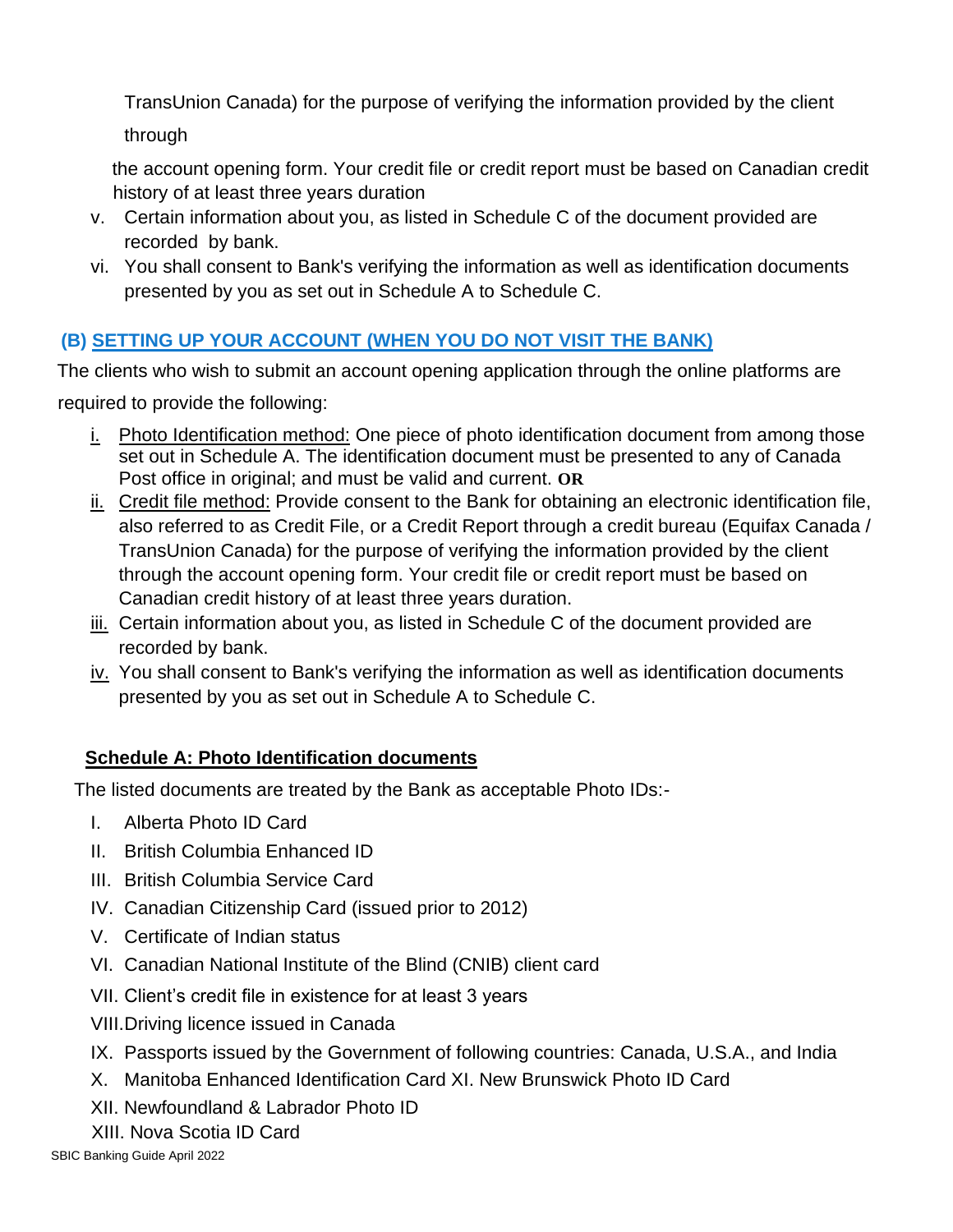TransUnion Canada) for the purpose of verifying the information provided by the client through

the account opening form. Your credit file or credit report must be based on Canadian credit history of at least three years duration

v. Certain information about you, as listed in Schedule C of the document provided are recorded by bank.

vi. You shall consent to Bank's verifying the information as well as identification documents presented by you as set out in Schedule A to Schedule C.

### (B) SETTING UP YOUR ACCOUNT (WHEN YOU DO NOT VISIT THE BANK)

The clients who wish to submit an account opening application through the online platforms are required to provide the following:

i. Photo Identification method: One piece of photo identification document from among those set out in Schedule A. The identification document must be presented to any of Canada Post office in original; and must be valid and current. **OR**

ii. Credit file method: Provide consent to the Bank for obtaining an electronic identification file, also referred to as Credit File, or a Credit Report through a credit bureau (Equifax Canada / TransUnion Canada) for the purpose of verifying the information provided by the client through the account opening form. Your credit file or credit report must be based on Canadian credit history of at least three years duration.

iii. Certain information about you, as listed in Schedule C of the document provided are recorded by bank.

iv. You shall consent to Bank's verifying the information as well as identification documents presented by you as set out in Schedule A to Schedule C.

### Schedule A: Photo Identification documents

The listed documents are treated by the Bank as acceptable Photo IDs:-

I. Alberta Photo ID Card
II. British Columbia Enhanced ID
III. British Columbia Service Card
IV. Canadian Citizenship Card (issued prior to 2012)
V. Certificate of Indian status
VI. Canadian National Institute of the Blind (CNIB) client card
VII. Client's credit file in existence for at least 3 years
VIII. Driving licence issued in Canada
IX. Passports issued by the Government of following countries: Canada, U.S.A., and India
X. Manitoba Enhanced Identification Card XI. New Brunswick Photo ID Card
XII. Newfoundland & Labrador Photo ID
XIII. Nova Scotia ID Card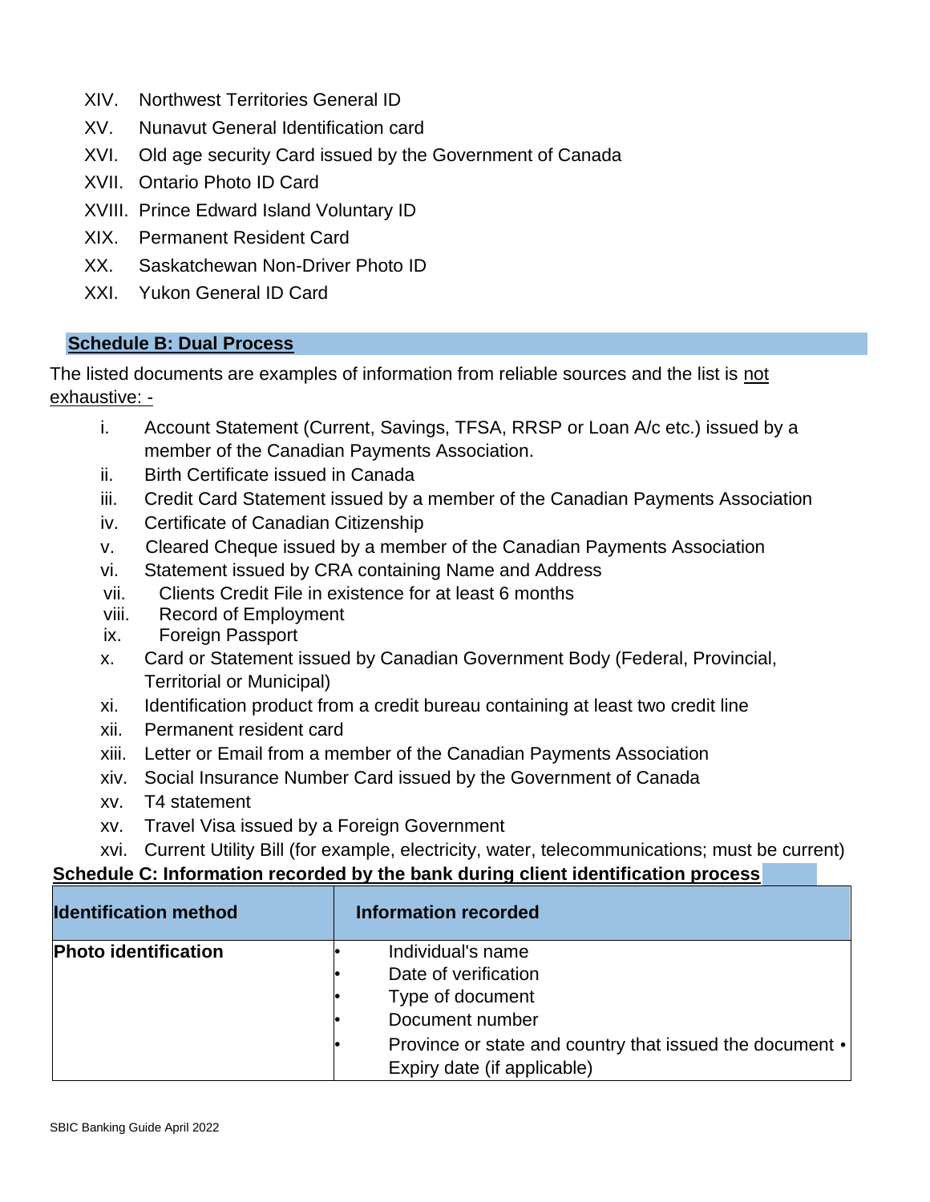XIV. Northwest Territories General ID

XV. Nunavut General Identification card

XVI. Old age security Card issued by the Government of Canada

XVII. Ontario Photo ID Card

XVIII. Prince Edward Island Voluntary ID

XIX. Permanent Resident Card

XX. Saskatchewan Non-Driver Photo ID

XXI. Yukon General ID Card

## Schedule B: Dual Process

The listed documents are examples of information from reliable sources and the list is not exhaustive: -

i. Account Statement (Current, Savings, TFSA, RRSP or Loan A/c etc.) issued by a member of the Canadian Payments Association.

ii. Birth Certificate issued in Canada

iii. Credit Card Statement issued by a member of the Canadian Payments Association

iv. Certificate of Canadian Citizenship

v. Cleared Cheque issued by a member of the Canadian Payments Association

vi. Statement issued by CRA containing Name and Address

vii. Clients Credit File in existence for at least 6 months

viii. Record of Employment

ix. Foreign Passport

x. Card or Statement issued by Canadian Government Body (Federal, Provincial, Territorial or Municipal)

xi. Identification product from a credit bureau containing at least two credit line

xii. Permanent resident card

xiii. Letter or Email from a member of the Canadian Payments Association

xiv. Social Insurance Number Card issued by the Government of Canada

xv. T4 statement

xv. Travel Visa issued by a Foreign Government

xvi. Current Utility Bill (for example, electricity, water, telecommunications; must be current)

## Schedule C: Information recorded by the bank during client identification process

| Identification method | Information recorded |
| --- | --- |
| **Photo identification** | • Individual's name<br>• Date of verification<br>• Type of document<br>• Document number<br>• Province or state and country that issued the document • Expiry date (if applicable) |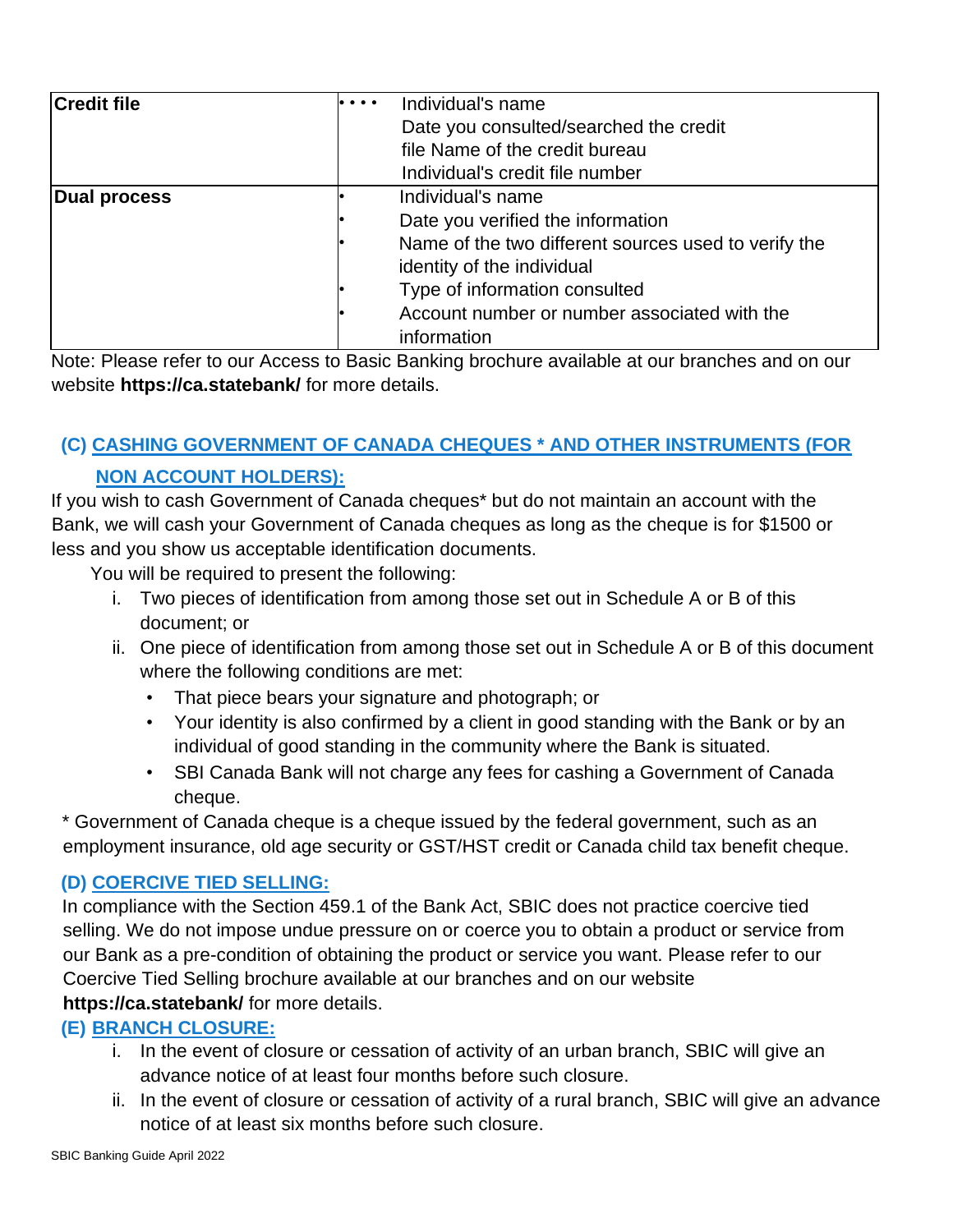| Credit file | • Individual's name<br>• Date you consulted/searched the credit file<br>• Name of the credit bureau<br>• Individual's credit file number |
| --- | --- |
| Dual process | • Individual's name<br>• Date you verified the information<br>• Name of the two different sources used to verify the identity of the individual<br>• Type of information consulted<br>• Account number or number associated with the information |

Note: Please refer to our Access to Basic Banking brochure available at our branches and on our website **https://ca.statebank/** for more details.

### (C) CASHING GOVERNMENT OF CANADA CHEQUES * AND OTHER INSTRUMENTS (FOR NON ACCOUNT HOLDERS):

If you wish to cash Government of Canada cheques* but do not maintain an account with the Bank, we will cash your Government of Canada cheques as long as the cheque is for $1500 or less and you show us acceptable identification documents.

You will be required to present the following:

i. Two pieces of identification from among those set out in Schedule A or B of this document; or
ii. One piece of identification from among those set out in Schedule A or B of this document where the following conditions are met:
   - That piece bears your signature and photograph; or
   - Your identity is also confirmed by a client in good standing with the Bank or by an individual of good standing in the community where the Bank is situated.
   - SBI Canada Bank will not charge any fees for cashing a Government of Canada cheque.

* Government of Canada cheque is a cheque issued by the federal government, such as an employment insurance, old age security or GST/HST credit or Canada child tax benefit cheque.

### (D) COERCIVE TIED SELLING:

In compliance with the Section 459.1 of the Bank Act, SBIC does not practice coercive tied selling. We do not impose undue pressure on or coerce you to obtain a product or service from our Bank as a pre-condition of obtaining the product or service you want. Please refer to our Coercive Tied Selling brochure available at our branches and on our website **https://ca.statebank/** for more details.

### (E) BRANCH CLOSURE:

i. In the event of closure or cessation of activity of an urban branch, SBIC will give an advance notice of at least four months before such closure.
ii. In the event of closure or cessation of activity of a rural branch, SBIC will give an advance notice of at least six months before such closure.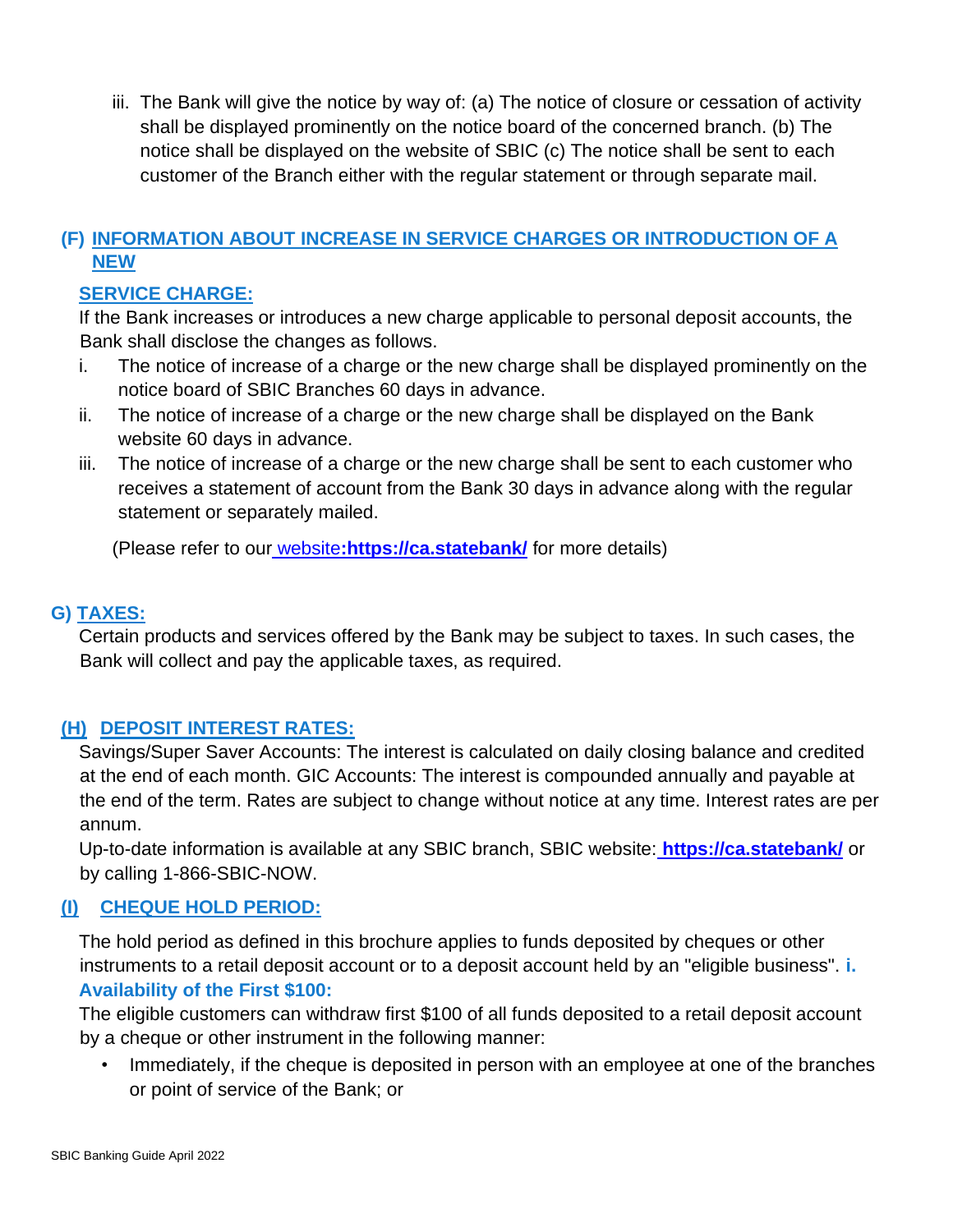iii. The Bank will give the notice by way of: (a) The notice of closure or cessation of activity shall be displayed prominently on the notice board of the concerned branch. (b) The notice shall be displayed on the website of SBIC (c) The notice shall be sent to each customer of the Branch either with the regular statement or through separate mail.

## (F) INFORMATION ABOUT INCREASE IN SERVICE CHARGES OR INTRODUCTION OF A NEW SERVICE CHARGE:

If the Bank increases or introduces a new charge applicable to personal deposit accounts, the Bank shall disclose the changes as follows.

i. The notice of increase of a charge or the new charge shall be displayed prominently on the notice board of SBIC Branches 60 days in advance.
ii. The notice of increase of a charge or the new charge shall be displayed on the Bank website 60 days in advance.
iii. The notice of increase of a charge or the new charge shall be sent to each customer who receives a statement of account from the Bank 30 days in advance along with the regular statement or separately mailed.

(Please refer to our website**:https://ca.statebank/** for more details)

## G) TAXES:

Certain products and services offered by the Bank may be subject to taxes. In such cases, the Bank will collect and pay the applicable taxes, as required.

## (H) DEPOSIT INTEREST RATES:

Savings/Super Saver Accounts: The interest is calculated on daily closing balance and credited at the end of each month. GIC Accounts: The interest is compounded annually and payable at the end of the term. Rates are subject to change without notice at any time. Interest rates are per annum.

Up-to-date information is available at any SBIC branch, SBIC website: **https://ca.statebank/** or by calling 1-866-SBIC-NOW.

## (I) CHEQUE HOLD PERIOD:

The hold period as defined in this brochure applies to funds deposited by cheques or other instruments to a retail deposit account or to a deposit account held by an "eligible business".

**i. Availability of the First $100:**

The eligible customers can withdraw first $100 of all funds deposited to a retail deposit account by a cheque or other instrument in the following manner:

- Immediately, if the cheque is deposited in person with an employee at one of the branches or point of service of the Bank; or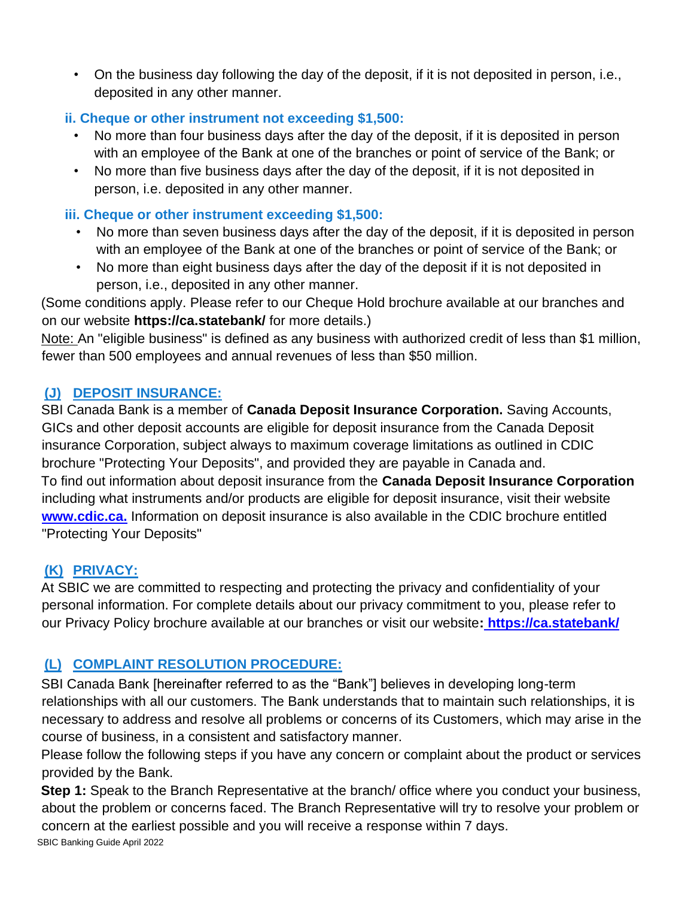- On the business day following the day of the deposit, if it is not deposited in person, i.e., deposited in any other manner.

**ii. Cheque or other instrument not exceeding $1,500:**

- No more than four business days after the day of the deposit, if it is deposited in person with an employee of the Bank at one of the branches or point of service of the Bank; or
- No more than five business days after the day of the deposit, if it is not deposited in person, i.e. deposited in any other manner.

**iii. Cheque or other instrument exceeding $1,500:**

- No more than seven business days after the day of the deposit, if it is deposited in person with an employee of the Bank at one of the branches or point of service of the Bank; or
- No more than eight business days after the day of the deposit if it is not deposited in person, i.e., deposited in any other manner.

(Some conditions apply. Please refer to our Cheque Hold brochure available at our branches and on our website **https://ca.statebank/** for more details.)

Note: An "eligible business" is defined as any business with authorized credit of less than $1 million, fewer than 500 employees and annual revenues of less than $50 million.

## (J) DEPOSIT INSURANCE:

SBI Canada Bank is a member of **Canada Deposit Insurance Corporation.** Saving Accounts, GICs and other deposit accounts are eligible for deposit insurance from the Canada Deposit insurance Corporation, subject always to maximum coverage limitations as outlined in CDIC brochure "Protecting Your Deposits", and provided they are payable in Canada and.

To find out information about deposit insurance from the **Canada Deposit Insurance Corporation** including what instruments and/or products are eligible for deposit insurance, visit their website **www.cdic.ca.** Information on deposit insurance is also available in the CDIC brochure entitled "Protecting Your Deposits"

## (K) PRIVACY:

At SBIC we are committed to respecting and protecting the privacy and confidentiality of your personal information. For complete details about our privacy commitment to you, please refer to our Privacy Policy brochure available at our branches or visit our website**: https://ca.statebank/**

## (L) COMPLAINT RESOLUTION PROCEDURE:

SBI Canada Bank [hereinafter referred to as the "Bank"] believes in developing long-term relationships with all our customers. The Bank understands that to maintain such relationships, it is necessary to address and resolve all problems or concerns of its Customers, which may arise in the course of business, in a consistent and satisfactory manner.

Please follow the following steps if you have any concern or complaint about the product or services provided by the Bank.

**Step 1:** Speak to the Branch Representative at the branch/ office where you conduct your business, about the problem or concerns faced. The Branch Representative will try to resolve your problem or concern at the earliest possible and you will receive a response within 7 days.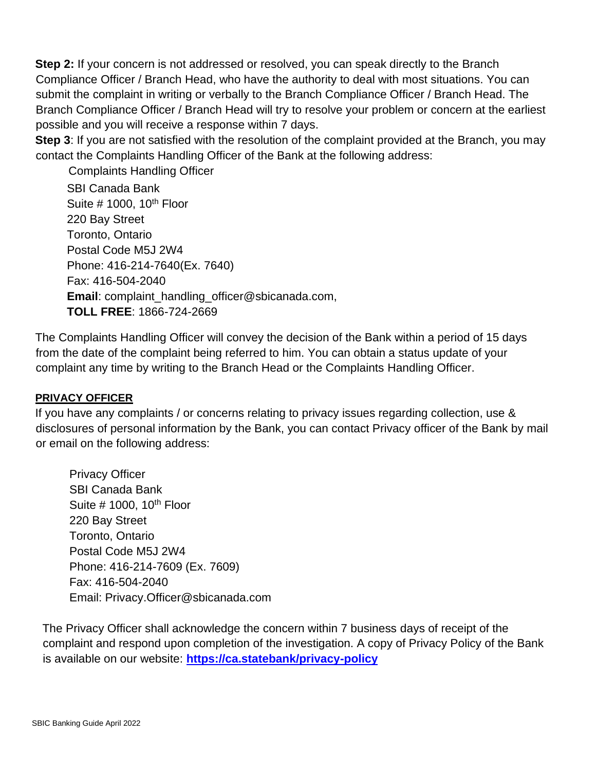**Step 2:** If your concern is not addressed or resolved, you can speak directly to the Branch Compliance Officer / Branch Head, who have the authority to deal with most situations. You can submit the complaint in writing or verbally to the Branch Compliance Officer / Branch Head. The Branch Compliance Officer / Branch Head will try to resolve your problem or concern at the earliest possible and you will receive a response within 7 days.

**Step 3**: If you are not satisfied with the resolution of the complaint provided at the Branch, you may contact the Complaints Handling Officer of the Bank at the following address:

Complaints Handling Officer
SBI Canada Bank
Suite # 1000, 10th Floor
220 Bay Street
Toronto, Ontario
Postal Code M5J 2W4
Phone: 416-214-7640(Ex. 7640)
Fax: 416-504-2040
**Email**: complaint_handling_officer@sbicanada.com,
**TOLL FREE**: 1866-724-2669

The Complaints Handling Officer will convey the decision of the Bank within a period of 15 days from the date of the complaint being referred to him. You can obtain a status update of your complaint any time by writing to the Branch Head or the Complaints Handling Officer.

**PRIVACY OFFICER**

If you have any complaints / or concerns relating to privacy issues regarding collection, use & disclosures of personal information by the Bank, you can contact Privacy officer of the Bank by mail or email on the following address:

Privacy Officer
SBI Canada Bank
Suite # 1000, 10th Floor
220 Bay Street
Toronto, Ontario
Postal Code M5J 2W4
Phone: 416-214-7609 (Ex. 7609)
Fax: 416-504-2040
Email: Privacy.Officer@sbicanada.com

The Privacy Officer shall acknowledge the concern within 7 business days of receipt of the complaint and respond upon completion of the investigation. A copy of Privacy Policy of the Bank is available on our website: **https://ca.statebank/privacy-policy**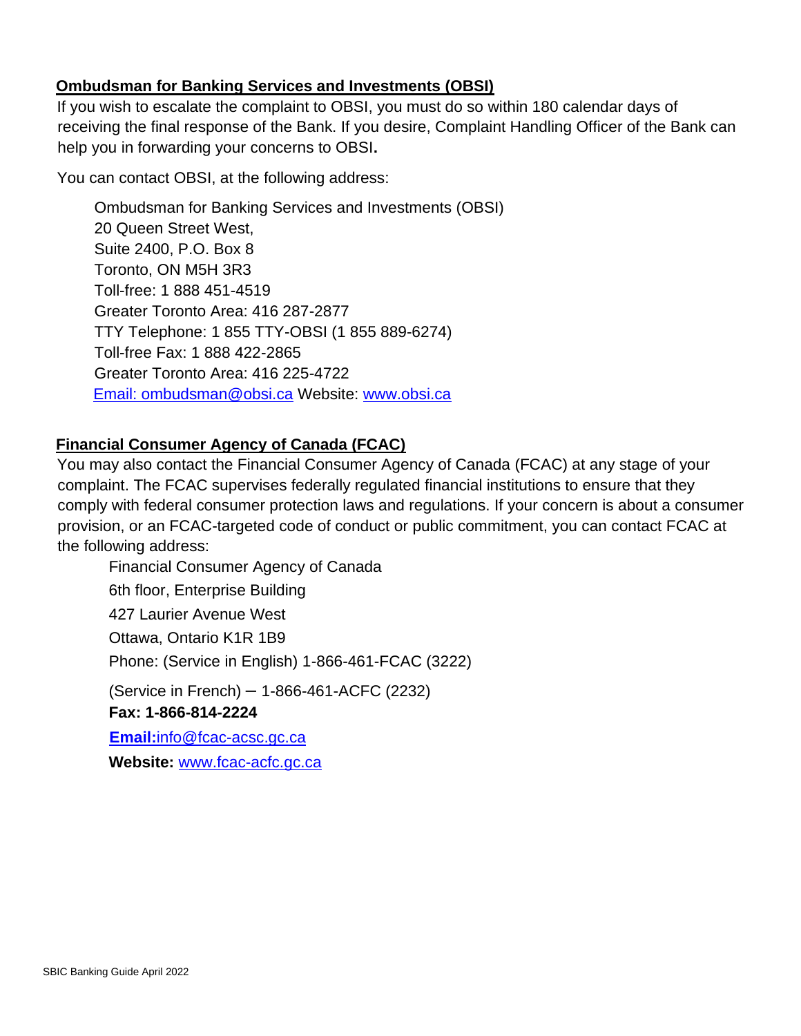**Ombudsman for Banking Services and Investments (OBSI)**

If you wish to escalate the complaint to OBSI, you must do so within 180 calendar days of receiving the final response of the Bank. If you desire, Complaint Handling Officer of the Bank can help you in forwarding your concerns to OBSI**.**

You can contact OBSI, at the following address:

Ombudsman for Banking Services and Investments (OBSI)
20 Queen Street West,
Suite 2400, P.O. Box 8
Toronto, ON M5H 3R3
Toll-free: 1 888 451-4519
Greater Toronto Area: 416 287-2877
TTY Telephone: 1 855 TTY-OBSI (1 855 889-6274)
Toll-free Fax: 1 888 422-2865
Greater Toronto Area: 416 225-4722
Email: ombudsman@obsi.ca Website: www.obsi.ca

**Financial Consumer Agency of Canada (FCAC)**

You may also contact the Financial Consumer Agency of Canada (FCAC) at any stage of your complaint. The FCAC supervises federally regulated financial institutions to ensure that they comply with federal consumer protection laws and regulations. If your concern is about a consumer provision, or an FCAC-targeted code of conduct or public commitment, you can contact FCAC at the following address:

Financial Consumer Agency of Canada
6th floor, Enterprise Building
427 Laurier Avenue West
Ottawa, Ontario K1R 1B9
Phone: (Service in English) 1-866-461-FCAC (3222)
(Service in French) – 1-866-461-ACFC (2232)
**Fax: 1-866-814-2224**
**Email:**info@fcac-acsc.gc.ca
**Website:** www.fcac-acfc.gc.ca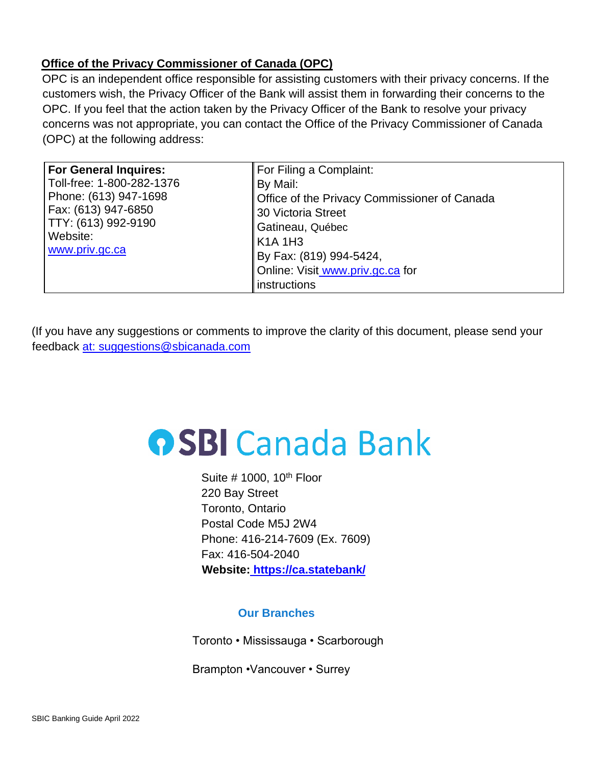**Office of the Privacy Commissioner of Canada (OPC)**

OPC is an independent office responsible for assisting customers with their privacy concerns. If the customers wish, the Privacy Officer of the Bank will assist them in forwarding their concerns to the OPC. If you feel that the action taken by the Privacy Officer of the Bank to resolve your privacy concerns was not appropriate, you can contact the Office of the Privacy Commissioner of Canada (OPC) at the following address:

| **For General Inquires:** | For Filing a Complaint: |
| --- | --- |
| Toll-free: 1-800-282-1376<br>Phone: (613) 947-1698<br>Fax: (613) 947-6850<br>TTY: (613) 992-9190<br>Website:<br>www.priv.gc.ca | By Mail:<br>Office of the Privacy Commissioner of Canada<br>30 Victoria Street<br>Gatineau, Québec<br>K1A 1H3<br>By Fax: (819) 994-5424,<br>Online: Visit www.priv.gc.ca for instructions |

(If you have any suggestions or comments to improve the clarity of this document, please send your feedback at: suggestions@sbicanada.com

**SBI Canada Bank**

Suite # 1000, 10th Floor
220 Bay Street
Toronto, Ontario
Postal Code M5J 2W4
Phone: 416-214-7609 (Ex. 7609)
Fax: 416-504-2040
**Website: https://ca.statebank/**

**Our Branches**

Toronto • Mississauga • Scarborough

Brampton •Vancouver • Surrey

SBIC Banking Guide April 2022